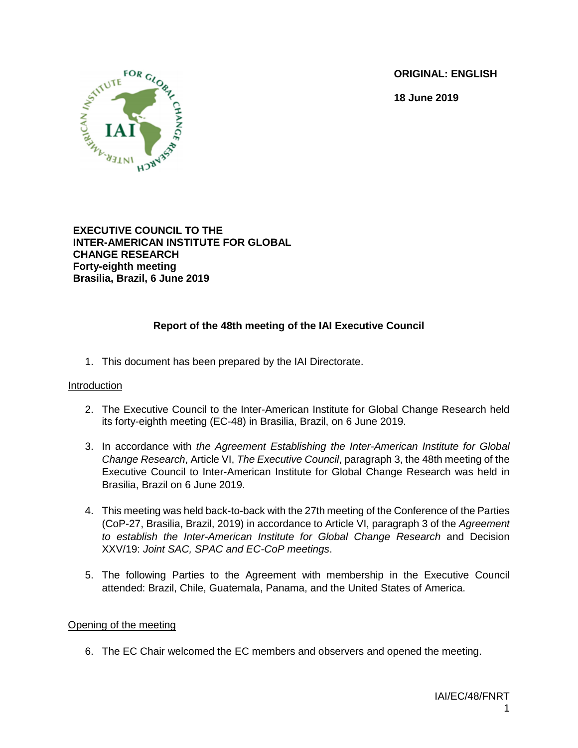**ORIGINAL: ENGLISH**

**18 June 2019**

**EXECUTIVE COUNCIL TO THE INTER-AMERICAN INSTITUTE FOR GLOBAL CHANGE RESEARCH**
**Forty-eighth meeting**
**Brasilia, Brazil, 6 June 2019**

## Report of the 48th meeting of the IAI Executive Council

1. This document has been prepared by the IAI Directorate.

### Introduction

2. The Executive Council to the Inter-American Institute for Global Change Research held its forty-eighth meeting (EC-48) in Brasilia, Brazil, on 6 June 2019.

3. In accordance with *the Agreement Establishing the Inter-American Institute for Global Change Research*, Article VI, *The Executive Council*, paragraph 3, the 48th meeting of the Executive Council to Inter-American Institute for Global Change Research was held in Brasilia, Brazil on 6 June 2019.

4. This meeting was held back-to-back with the 27th meeting of the Conference of the Parties (CoP-27, Brasilia, Brazil, 2019) in accordance to Article VI, paragraph 3 of the *Agreement to establish the Inter-American Institute for Global Change Research* and Decision XXV/19: *Joint SAC, SPAC and EC-CoP meetings*.

5. The following Parties to the Agreement with membership in the Executive Council attended: Brazil, Chile, Guatemala, Panama, and the United States of America.

### Opening of the meeting

6. The EC Chair welcomed the EC members and observers and opened the meeting.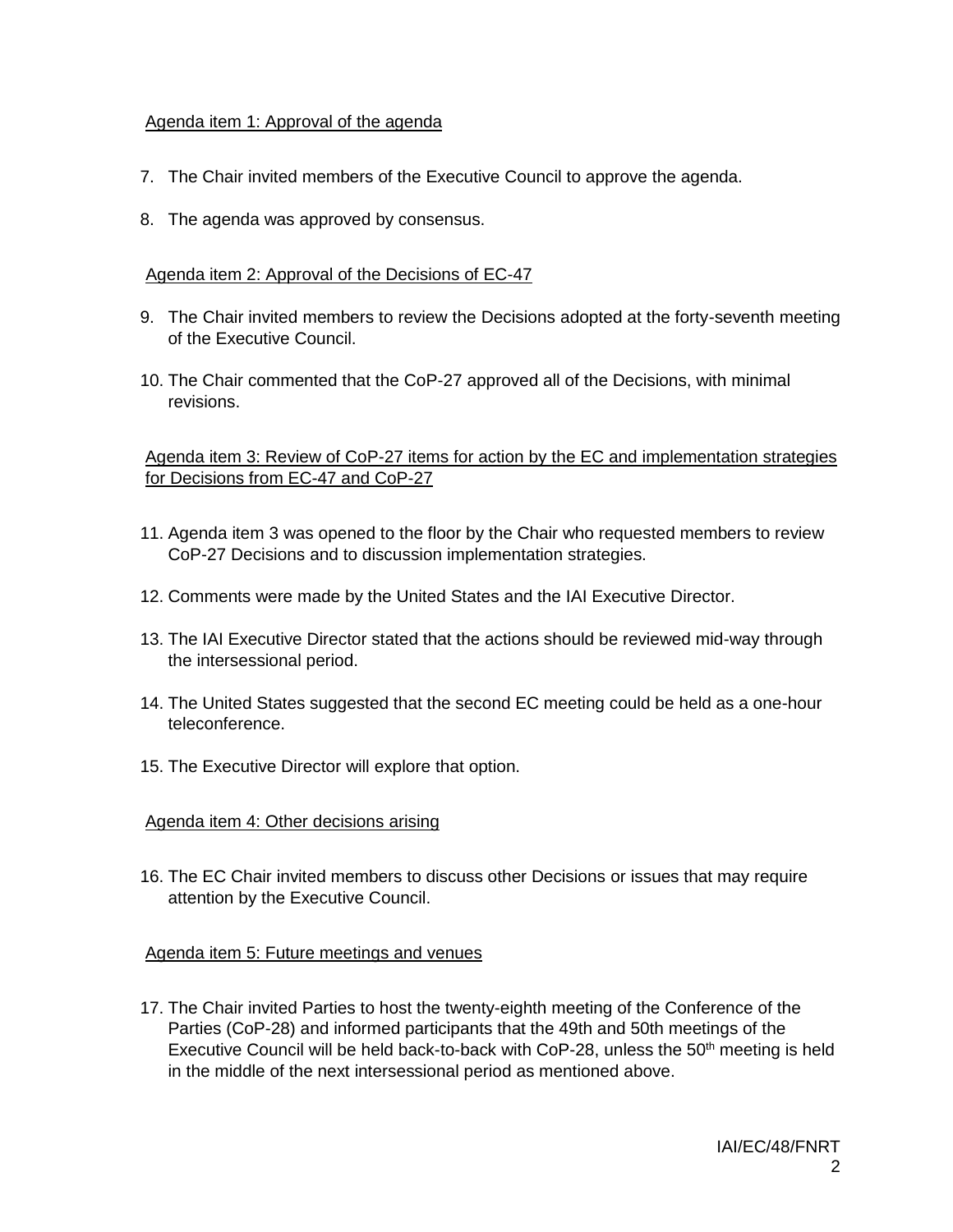Agenda item 1: Approval of the agenda

7. The Chair invited members of the Executive Council to approve the agenda.

8. The agenda was approved by consensus.

Agenda item 2: Approval of the Decisions of EC-47

9. The Chair invited members to review the Decisions adopted at the forty-seventh meeting of the Executive Council.

10. The Chair commented that the CoP-27 approved all of the Decisions, with minimal revisions.

Agenda item 3: Review of CoP-27 items for action by the EC and implementation strategies for Decisions from EC-47 and CoP-27

11. Agenda item 3 was opened to the floor by the Chair who requested members to review CoP-27 Decisions and to discussion implementation strategies.

12. Comments were made by the United States and the IAI Executive Director.

13. The IAI Executive Director stated that the actions should be reviewed mid-way through the intersessional period.

14. The United States suggested that the second EC meeting could be held as a one-hour teleconference.

15. The Executive Director will explore that option.

Agenda item 4: Other decisions arising

16. The EC Chair invited members to discuss other Decisions or issues that may require attention by the Executive Council.

Agenda item 5: Future meetings and venues

17. The Chair invited Parties to host the twenty-eighth meeting of the Conference of the Parties (CoP-28) and informed participants that the 49th and 50th meetings of the Executive Council will be held back-to-back with CoP-28, unless the 50th meeting is held in the middle of the next intersessional period as mentioned above.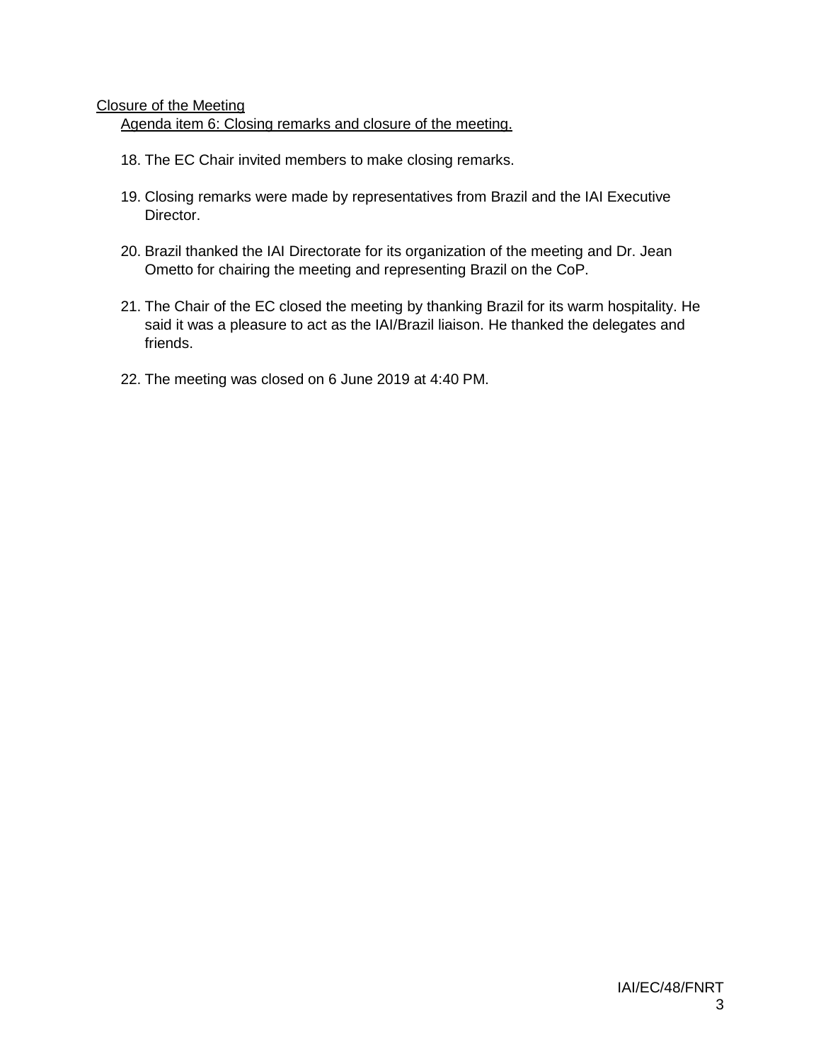## Closure of the Meeting

### Agenda item 6: Closing remarks and closure of the meeting.

18. The EC Chair invited members to make closing remarks.

19. Closing remarks were made by representatives from Brazil and the IAI Executive Director.

20. Brazil thanked the IAI Directorate for its organization of the meeting and Dr. Jean Ometto for chairing the meeting and representing Brazil on the CoP.

21. The Chair of the EC closed the meeting by thanking Brazil for its warm hospitality. He said it was a pleasure to act as the IAI/Brazil liaison. He thanked the delegates and friends.

22. The meeting was closed on 6 June 2019 at 4:40 PM.